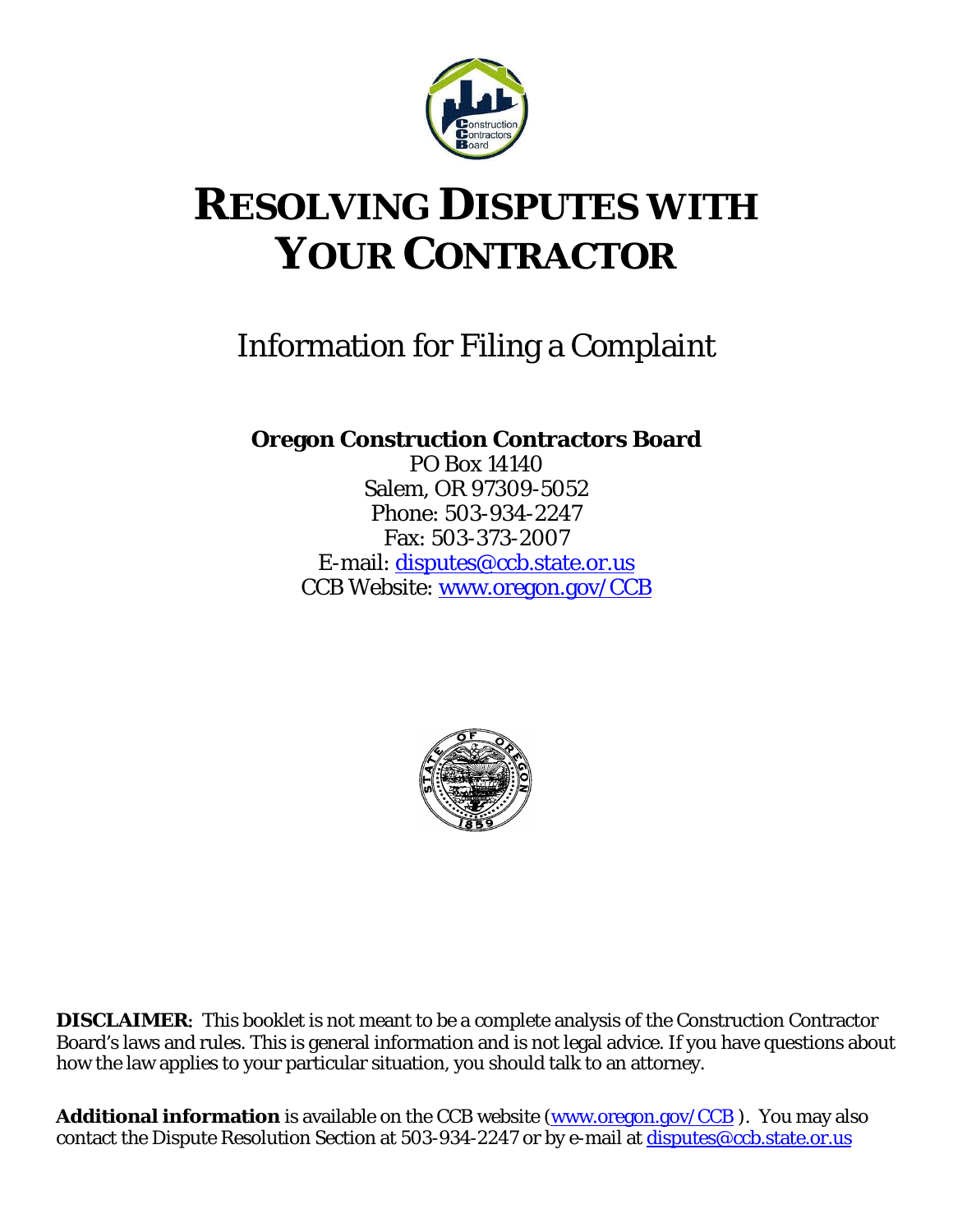# RESOLVING DISPUTES WITH YOUR CONTRACTOR

## Information for Filing a Complaint

**Oregon Construction Contractors Board**
PO Box 14140
Salem, OR 97309-5052
Phone: 503-934-2247
Fax: 503-373-2007
E-mail: disputes@ccb.state.or.us
CCB Website: www.oregon.gov/CCB

**DISCLAIMER**: This booklet is not meant to be a complete analysis of the Construction Contractor Board's laws and rules. This is general information and is not legal advice. If you have questions about how the law applies to your particular situation, you should talk to an attorney.

**Additional information** is available on the CCB website (www.oregon.gov/CCB ). You may also contact the Dispute Resolution Section at 503-934-2247 or by e-mail at disputes@ccb.state.or.us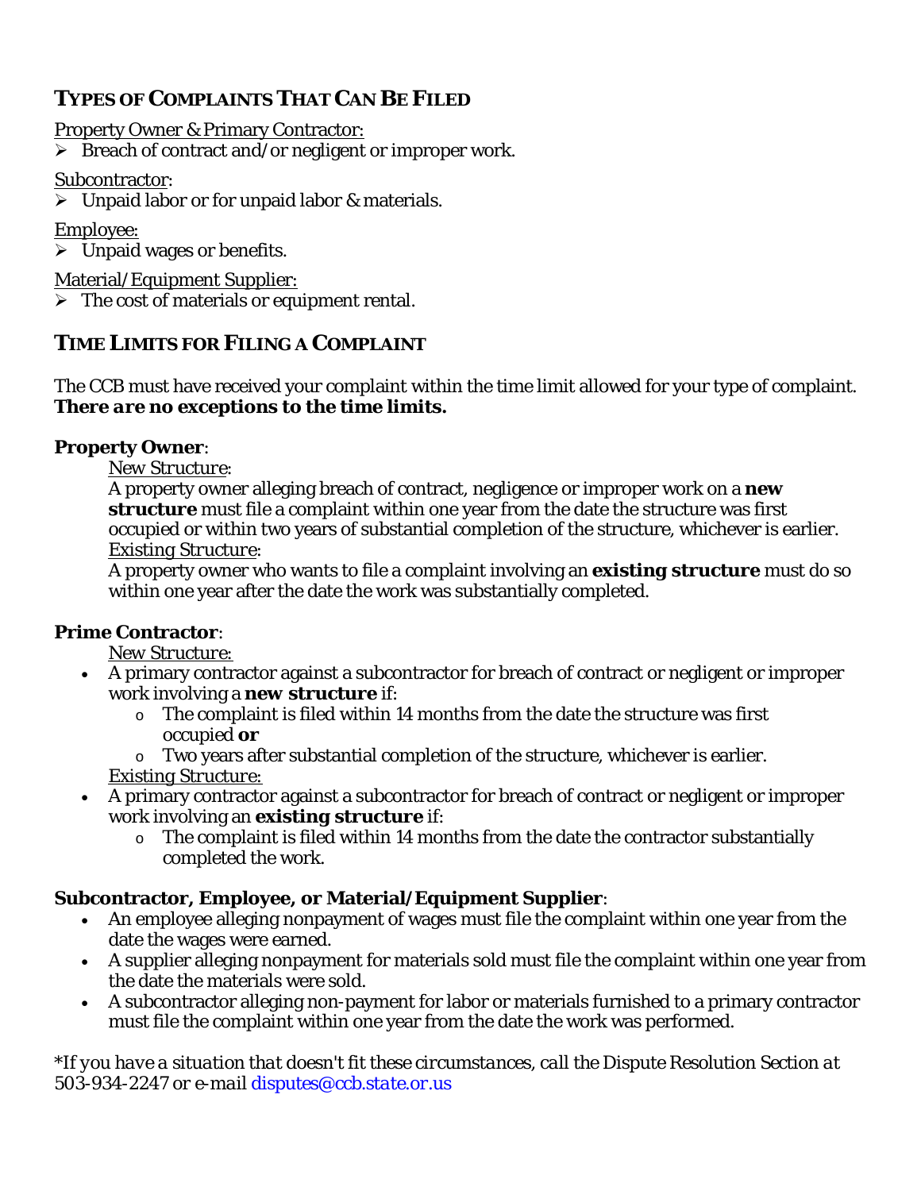## TYPES OF COMPLAINTS THAT CAN BE FILED

Property Owner & Primary Contractor:

- Breach of contract and/or negligent or improper work.

Subcontractor:

- Unpaid labor or for unpaid labor & materials.

Employee:

- Unpaid wages or benefits.

Material/Equipment Supplier:

- The cost of materials or equipment rental.

## TIME LIMITS FOR FILING A COMPLAINT

The CCB must have received your complaint within the time limit allowed for your type of complaint. ***There are no exceptions to the time limits.***

**Property Owner**:

*New Structure*:
A property owner alleging breach of contract, negligence or improper work on a **new structure** must file a complaint within one year from the date the structure was first occupied or within two years of substantial completion of the structure, whichever is earlier.

Existing Structure:
A property owner who wants to file a complaint involving an **existing structure** must do so within one year after the date the work was substantially completed.

**Prime Contractor**:

*New Structure:*

- A primary contractor against a subcontractor for breach of contract or negligent or improper work involving a **new structure** if:
  - The complaint is filed within 14 months from the date the structure was first occupied **or**
  - Two years after substantial completion of the structure, whichever is earlier.

Existing Structure:

- A primary contractor against a subcontractor for breach of contract or negligent or improper work involving an **existing structure** if:
  - The complaint is filed within 14 months from the date the contractor substantially completed the work.

**Subcontractor, Employee, or Material/Equipment Supplier**:

- An employee alleging nonpayment of wages must file the complaint within one year from the date the wages were earned.
- A supplier alleging nonpayment for materials sold must file the complaint within one year from the date the materials were sold.
- A subcontractor alleging non-payment for labor or materials furnished to a primary contractor must file the complaint within one year from the date the work was performed.

*\*If you have a situation that doesn't fit these circumstances, call the Dispute Resolution Section at 503-934-2247 or e-mail* disputes@ccb.state.or.us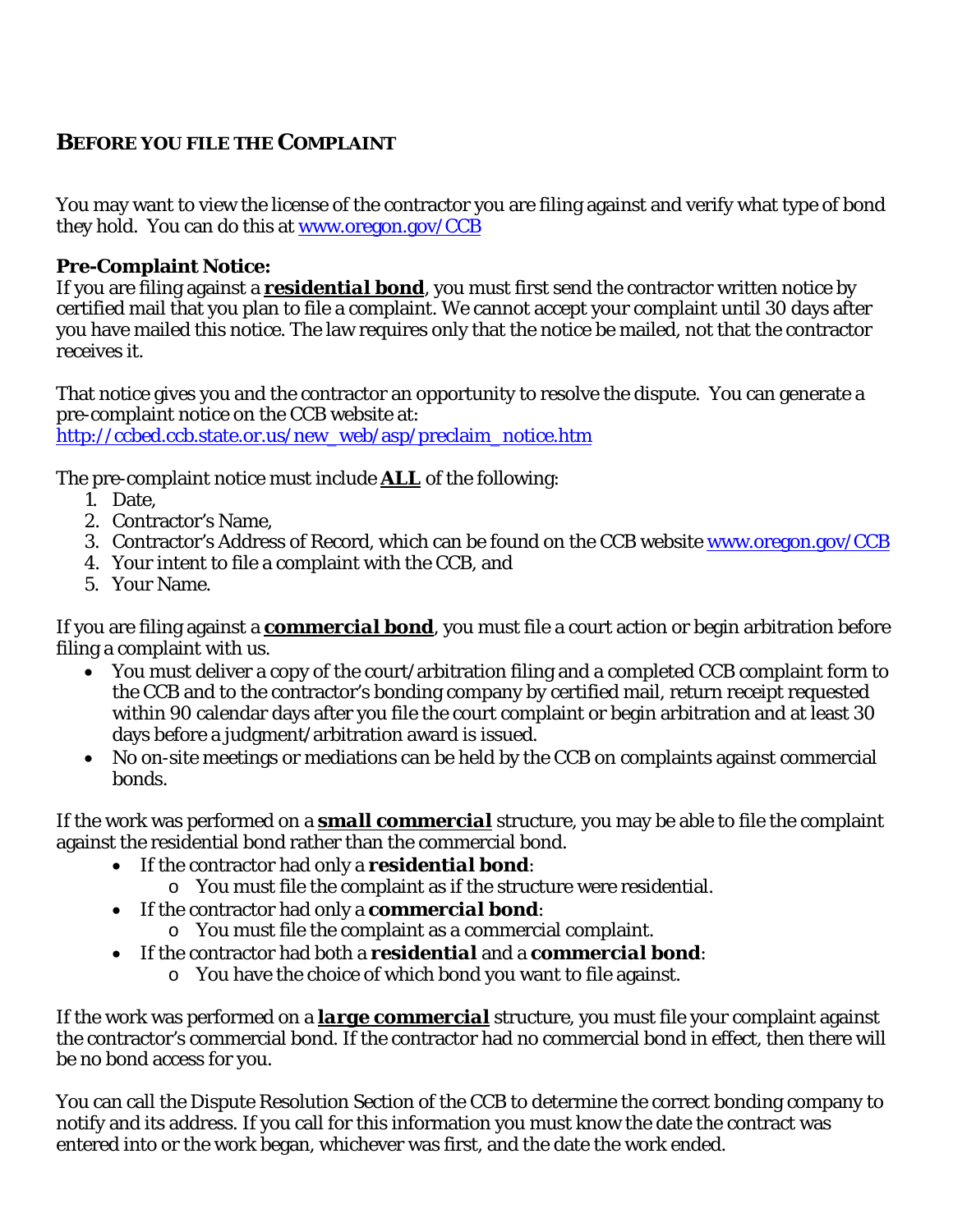## BEFORE YOU FILE THE COMPLAINT

You may want to view the license of the contractor you are filing against and verify what type of bond they hold. You can do this at [www.oregon.gov/CCB](http://www.oregon.gov/CCB)

**Pre-Complaint Notice:**
If you are filing against a ***residential bond***, you must first send the contractor written notice by certified mail that you plan to file a complaint. We cannot accept your complaint until 30 days after you have mailed this notice. The law requires only that the notice be mailed, not that the contractor receives it.

That notice gives you and the contractor an opportunity to resolve the dispute. You can generate a pre-complaint notice on the CCB website at:
[http://ccbed.ccb.state.or.us/new_web/asp/preclaim_notice.htm](http://ccbed.ccb.state.or.us/new_web/asp/preclaim_notice.htm)

The pre-complaint notice must include **ALL** of the following:

1. Date,
2. Contractor's Name,
3. Contractor's Address of Record, which can be found on the CCB website [www.oregon.gov/CCB](http://www.oregon.gov/CCB)
4. Your intent to file a complaint with the CCB, and
5. Your Name.

If you are filing against a ***commercial bond***, you must file a court action or begin arbitration before filing a complaint with us.

- You must deliver a copy of the court/arbitration filing and a completed CCB complaint form to the CCB and to the contractor's bonding company by certified mail, return receipt requested within 90 calendar days after you file the court complaint or begin arbitration and at least 30 days before a judgment/arbitration award is issued.
- No on-site meetings or mediations can be held by the CCB on complaints against commercial bonds.

If the work was performed on a ***small commercial*** structure, you may be able to file the complaint against the residential bond rather than the commercial bond.

- If the contractor had only a ***residential bond***:
  - You must file the complaint as if the structure were residential.
- If the contractor had only a ***commercial bond***:
  - You must file the complaint as a commercial complaint.
- If the contractor had both a ***residential*** and a ***commercial bond***:
  - You have the choice of which bond you want to file against.

If the work was performed on a ***large commercial*** structure, you must file your complaint against the contractor's commercial bond. If the contractor had no commercial bond in effect, then there will be no bond access for you.

You can call the Dispute Resolution Section of the CCB to determine the correct bonding company to notify and its address. If you call for this information you must know the date the contract was entered into or the work began, whichever was first, and the date the work ended.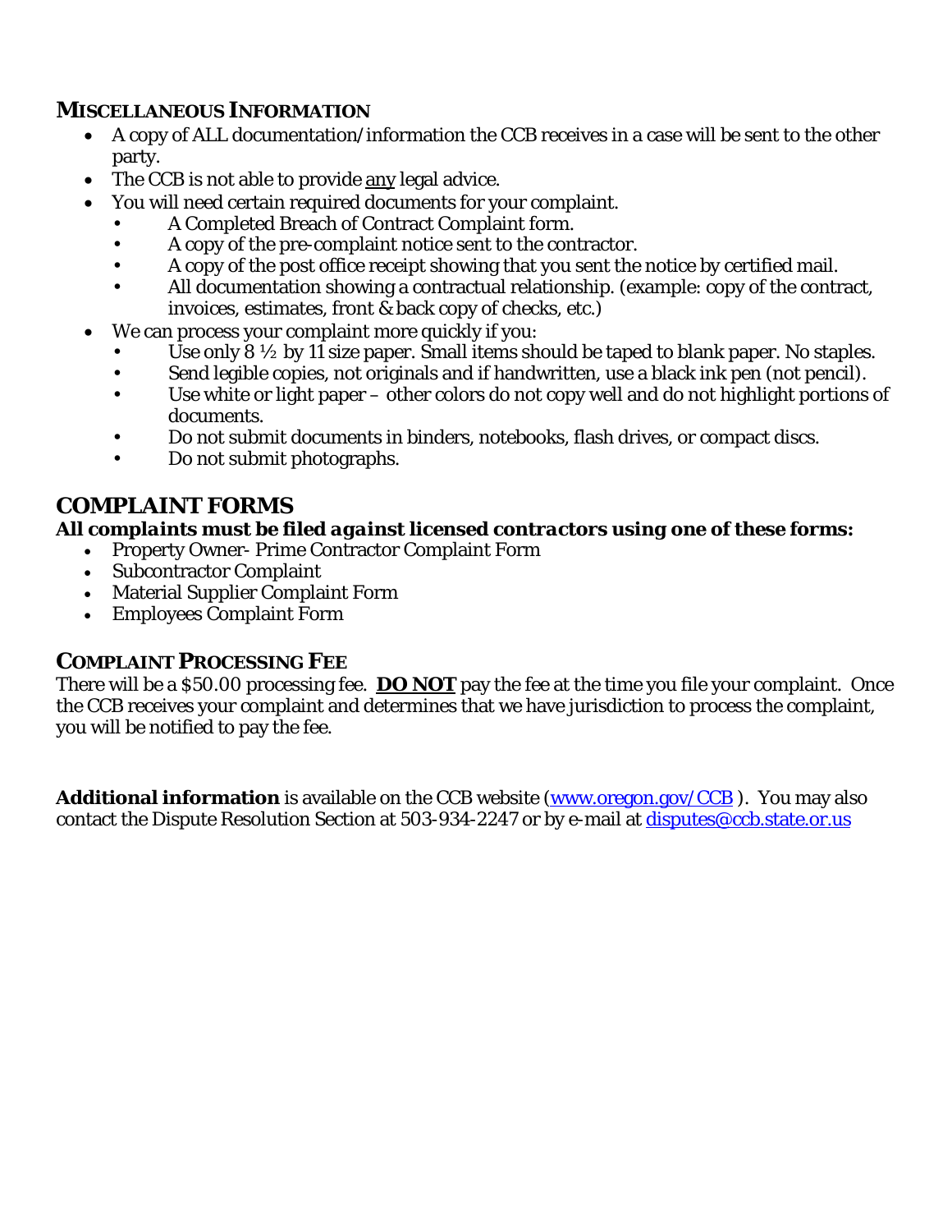## MISCELLANEOUS INFORMATION

- A copy of ALL documentation/information the CCB receives in a case will be sent to the other party.
- The CCB is not able to provide any legal advice.
- You will need certain required documents for your complaint.
  - A Completed Breach of Contract Complaint form.
  - A copy of the pre-complaint notice sent to the contractor.
  - A copy of the post office receipt showing that you sent the notice by certified mail.
  - All documentation showing a contractual relationship. (example: copy of the contract, invoices, estimates, front & back copy of checks, etc.)
- We can process your complaint more quickly if you:
  - Use only 8 ½ by 11 size paper. Small items should be taped to blank paper. No staples.
  - Send legible copies, not originals and if handwritten, use a black ink pen (not pencil).
  - Use white or light paper – other colors do not copy well and do not highlight portions of documents.
  - Do not submit documents in binders, notebooks, flash drives, or compact discs.
  - Do not submit photographs.

## COMPLAINT FORMS

***All complaints must be filed against licensed contractors using one of these forms:***

- Property Owner- Prime Contractor Complaint Form
- Subcontractor Complaint
- Material Supplier Complaint Form
- Employees Complaint Form

## COMPLAINT PROCESSING FEE

There will be a $50.00 processing fee. **DO NOT** pay the fee at the time you file your complaint. Once the CCB receives your complaint and determines that we have jurisdiction to process the complaint, you will be notified to pay the fee.

**Additional information** is available on the CCB website (www.oregon.gov/CCB ). You may also contact the Dispute Resolution Section at 503-934-2247 or by e-mail at disputes@ccb.state.or.us